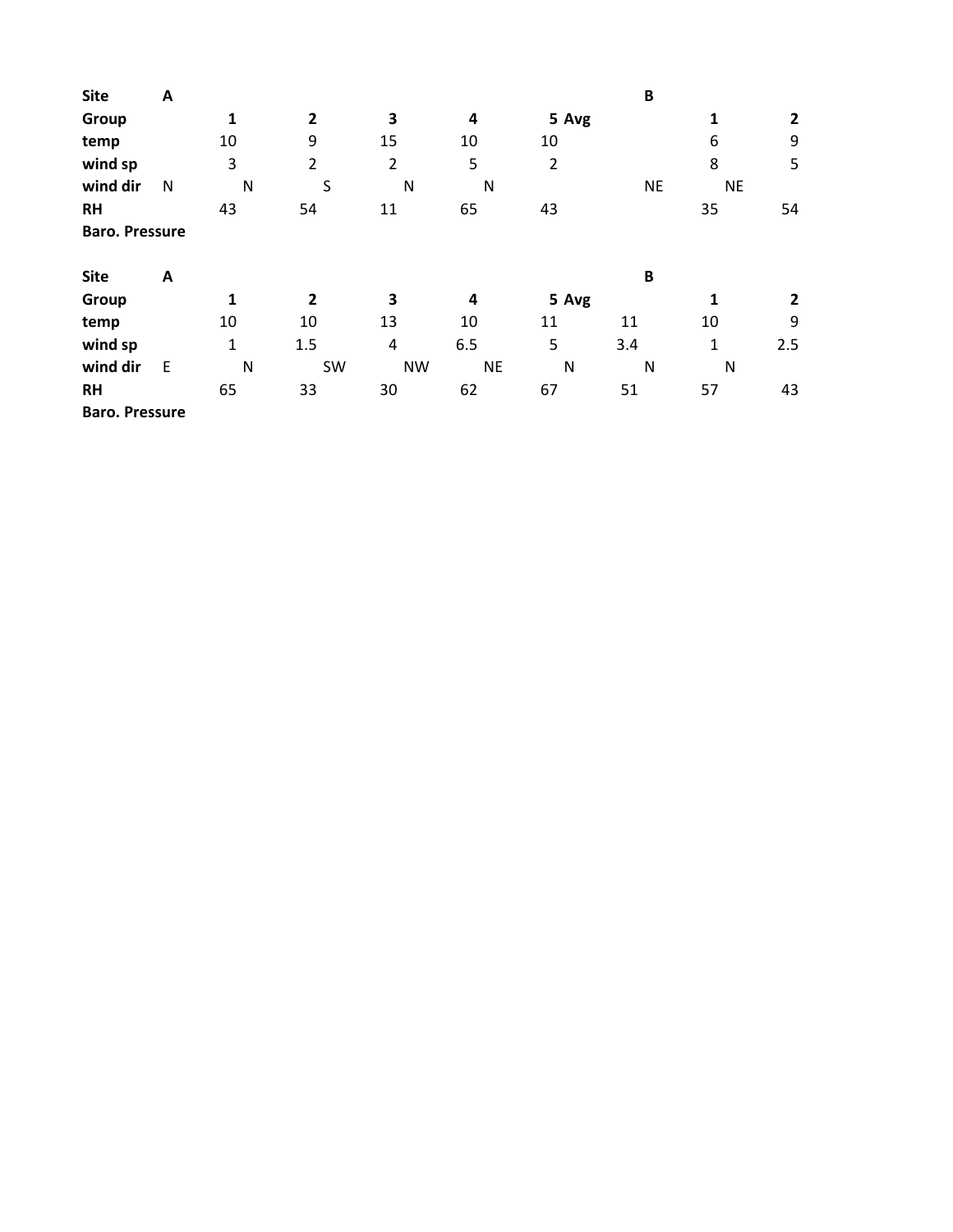| Site | A | | | | | | | B | | |
|---|---|---|---|---|---|---|---|---|---|---|
| Group | | 1 | 2 | 3 | 4 | 5 | Avg | | 1 | 2 |
| temp | | 10 | 9 | 15 | 10 | 10 | | | 6 | 9 |
| wind sp | | 3 | 2 | 2 | 5 | 2 | | | 8 | 5 |
| wind dir | N | N | S | N | N | | | NE | NE | |
| RH | | 43 | 54 | 11 | 65 | 43 | | | 35 | 54 |
| Baro. Pressure | | | | | | | | | | |

| Site | A | | | | | | | B | | |
|---|---|---|---|---|---|---|---|---|---|---|
| Group | | 1 | 2 | 3 | 4 | 5 | Avg | | 1 | 2 |
| temp | | 10 | 10 | 13 | 10 | 11 | 11 | | 10 | 9 |
| wind sp | | 1 | 1.5 | 4 | 6.5 | 5 | 3.4 | | 1 | 2.5 |
| wind dir | E | N | SW | NW | NE | N | | N | N | |
| RH | | 65 | 33 | 30 | 62 | 67 | 51 | | 57 | 43 |
| Baro. Pressure | | | | | | | | | | |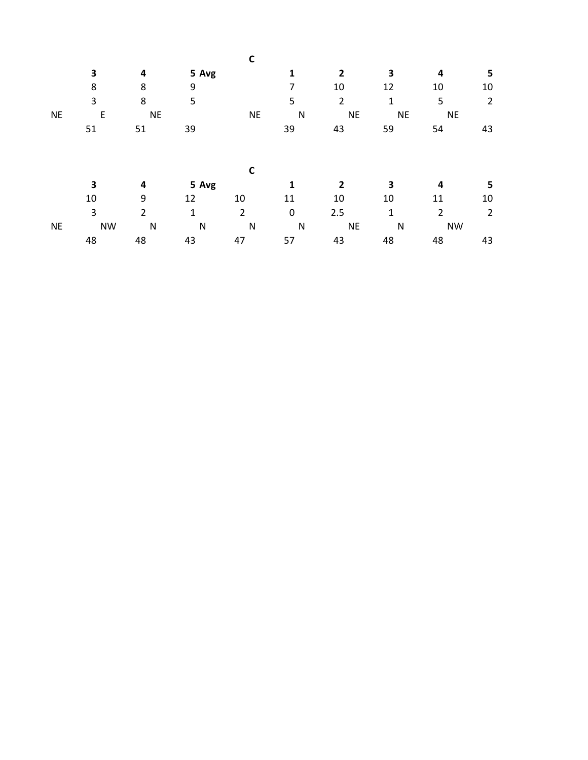| | | | | | | | | |
|---|---|---|---|---|---|---|---|---|
| | | | | C | | | | |
| **3** | **4** | **5** | **Avg** | **1** | **2** | **3** | **4** | **5** |
| 8 | 8 | 9 | | 7 | 10 | 12 | 10 | 10 |
| 3 | 8 | 5 | | 5 | 2 | 1 | 5 | 2 |
| NE | E | NE | | NE | N | NE | NE | NE |
| 51 | 51 | 39 | | 39 | 43 | 59 | 54 | 43 |

| | | | | | | | | |
|---|---|---|---|---|---|---|---|---|
| | | | | C | | | | |
| **3** | **4** | **5** | **Avg** | **1** | **2** | **3** | **4** | **5** |
| 10 | 9 | 12 | 10 | 11 | 10 | 10 | 11 | 10 |
| 3 | 2 | 1 | 2 | 0 | 2.5 | 1 | 2 | 2 |
| NE | NW | N | N | N | N | NE | N | NW |
| 48 | 48 | 43 | 47 | 57 | 43 | 48 | 48 | 43 |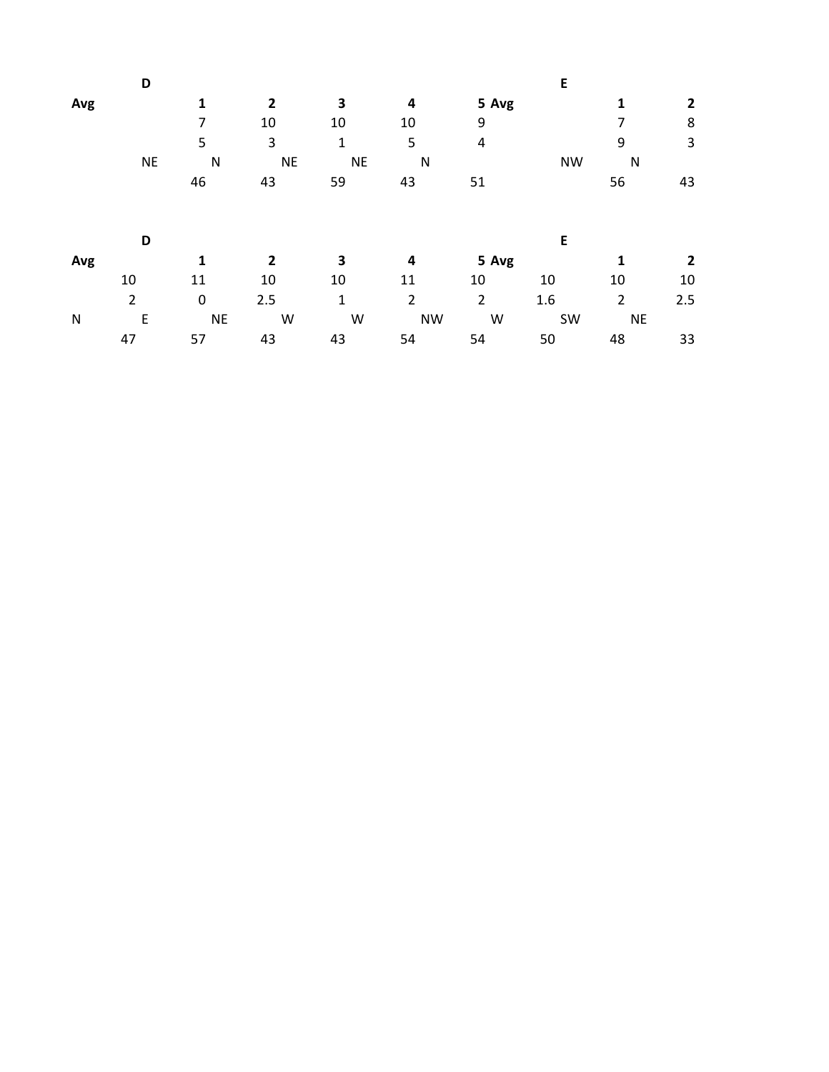| | D | | | | | | E | |
|---|---|---|---|---|---|---|---|---|
| Avg | 1 | 2 | 3 | 4 | 5 | Avg | 1 | 2 |
| | 7 | 10 | 10 | 10 | 9 | | 7 | 8 |
| | 5 | 3 | 1 | 5 | 4 | | 9 | 3 |
| | NE | N | NE | NE | N | | NW | N |
| | 46 | 43 | 59 | 43 | 51 | | 56 | 43 |

| | D | | | | | | E | |
|---|---|---|---|---|---|---|---|---|
| Avg | 1 | 2 | 3 | 4 | 5 | Avg | 1 | 2 |
| 10 | 11 | 10 | 10 | 11 | 10 | 10 | 10 | 10 |
| 2 | 0 | 2.5 | 1 | 2 | 2 | 1.6 | 2 | 2.5 |
| N | E | NE | W | W | NW | W | SW | NE |
| 47 | 57 | 43 | 43 | 54 | 54 | 50 | 48 | 33 |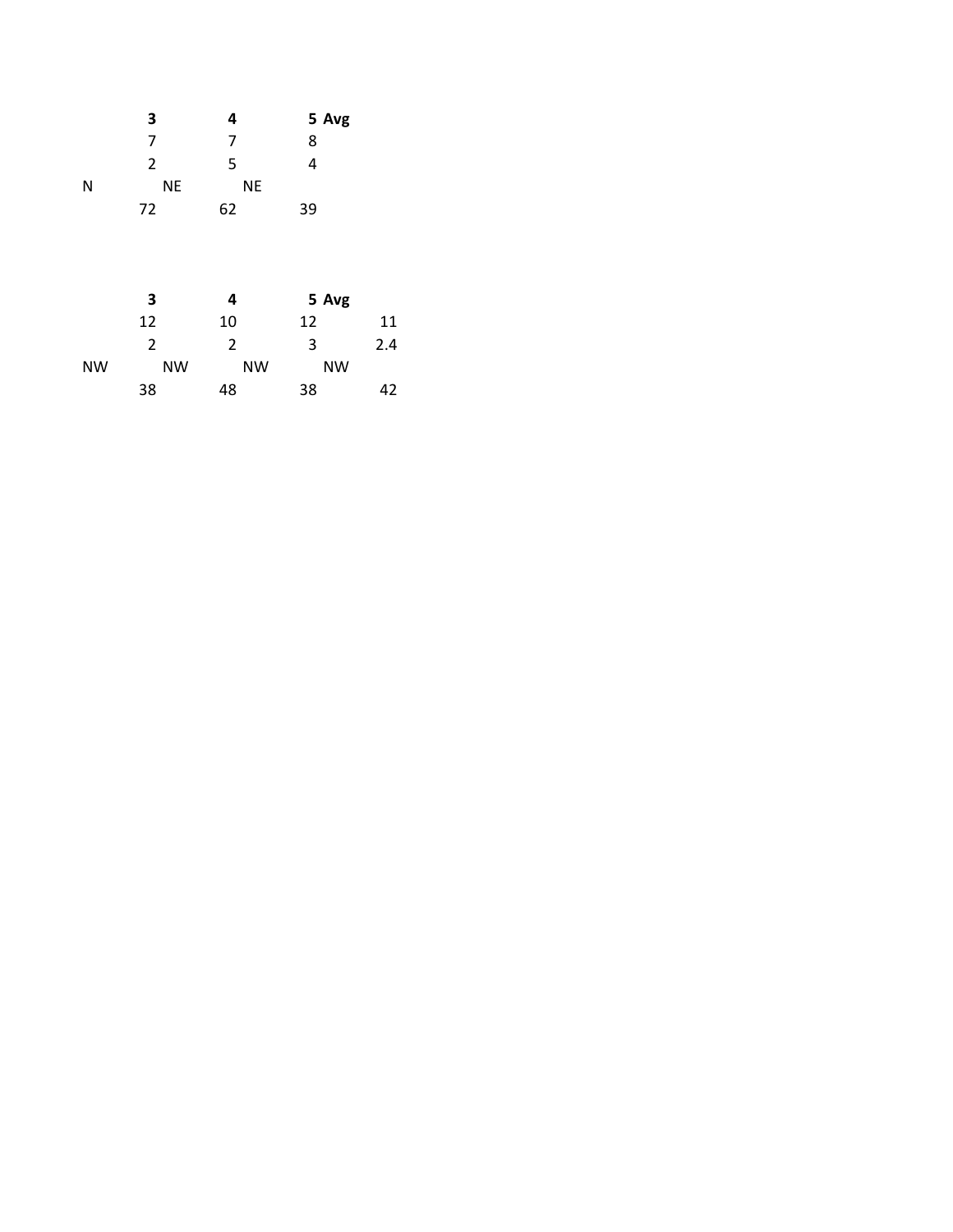| 3 | 4 | 5 | Avg |
|---|---|---|---|
| 7 | 7 | 8 | |
| 2 | 5 | 4 | |
| N | NE | NE | |
| 72 | 62 | 39 | |

| 3 | 4 | 5 | Avg |
|---|---|---|---|
| 12 | 10 | 12 | 11 |
| 2 | 2 | 3 | 2.4 |
| NW | NW | NW | NW |
| 38 | 48 | 38 | 42 |